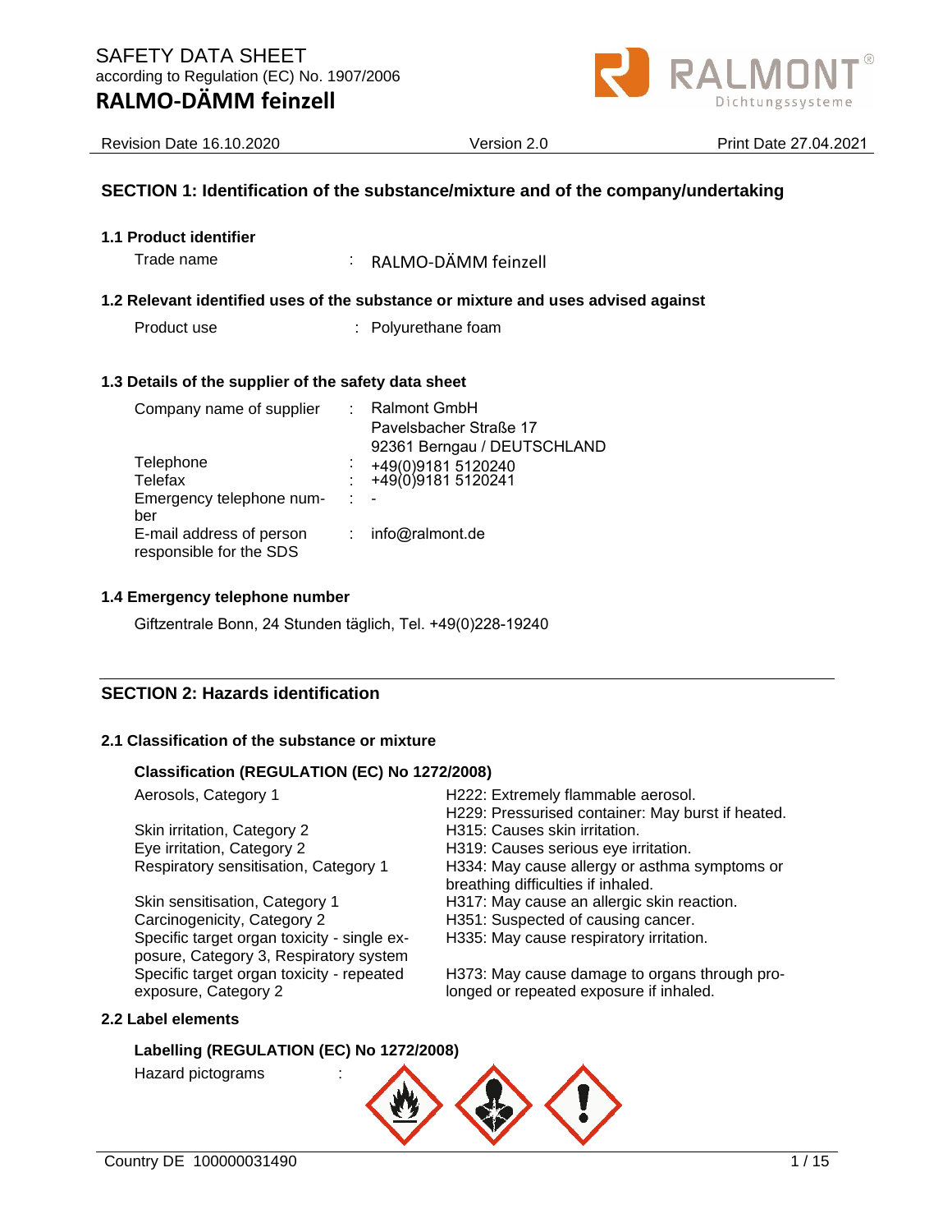SAFETY DATA SHEET
according to Regulation (EC) No. 1907/2006

# RALMO-DÄMM feinzell

Revision Date 16.10.2020 | Version 2.0 | Print Date 27.04.2021

## SECTION 1: Identification of the substance/mixture and of the company/undertaking

### 1.1 Product identifier

Trade name : RALMO-DÄMM feinzell

### 1.2 Relevant identified uses of the substance or mixture and uses advised against

Product use : Polyurethane foam

### 1.3 Details of the supplier of the safety data sheet

| | |
|---|---|
| Company name of supplier | : Ralmont GmbH<br>Pavelsbacher Straße 17<br>92361 Berngau / DEUTSCHLAND |
| Telephone | : +49(0)9181 5120240 |
| Telefax | : +49(0)9181 5120241 |
| Emergency telephone number | : - |
| E-mail address of person responsible for the SDS | : info@ralmont.de |

### 1.4 Emergency telephone number

Giftzentrale Bonn, 24 Stunden täglich, Tel. +49(0)228-19240

## SECTION 2: Hazards identification

### 2.1 Classification of the substance or mixture

**Classification (REGULATION (EC) No 1272/2008)**

| | |
|---|---|
| Aerosols, Category 1 | H222: Extremely flammable aerosol.<br>H229: Pressurised container: May burst if heated. |
| Skin irritation, Category 2 | H315: Causes skin irritation. |
| Eye irritation, Category 2 | H319: Causes serious eye irritation. |
| Respiratory sensitisation, Category 1 | H334: May cause allergy or asthma symptoms or breathing difficulties if inhaled. |
| Skin sensitisation, Category 1 | H317: May cause an allergic skin reaction. |
| Carcinogenicity, Category 2 | H351: Suspected of causing cancer. |
| Specific target organ toxicity - single exposure, Category 3, Respiratory system | H335: May cause respiratory irritation. |
| Specific target organ toxicity - repeated exposure, Category 2 | H373: May cause damage to organs through prolonged or repeated exposure if inhaled. |

### 2.2 Label elements

**Labelling (REGULATION (EC) No 1272/2008)**

Hazard pictograms :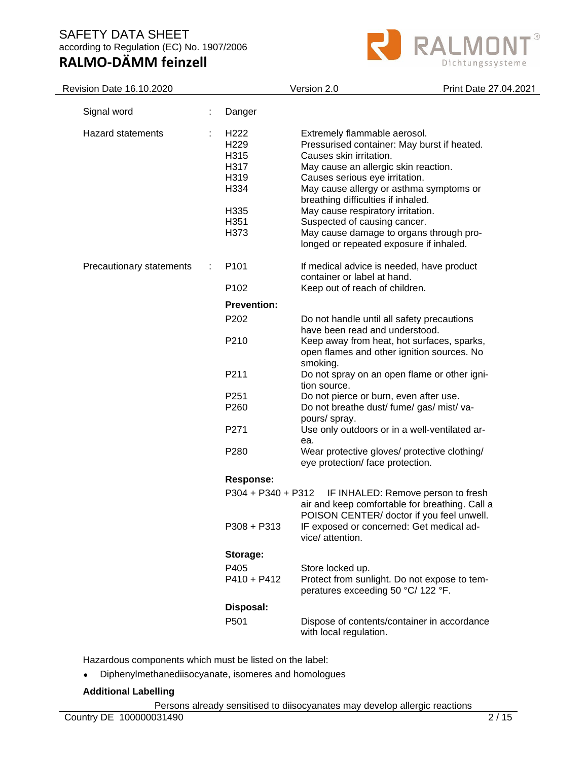| | | | |
|---|---|---|---|
| Signal word | : | Danger | |
| Hazard statements | : | H222 | Extremely flammable aerosol. |
| | | H229 | Pressurised container: May burst if heated. |
| | | H315 | Causes skin irritation. |
| | | H317 | May cause an allergic skin reaction. |
| | | H319 | Causes serious eye irritation. |
| | | H334 | May cause allergy or asthma symptoms or breathing difficulties if inhaled. |
| | | H335 | May cause respiratory irritation. |
| | | H351 | Suspected of causing cancer. |
| | | H373 | May cause damage to organs through prolonged or repeated exposure if inhaled. |
| Precautionary statements | : | P101 | If medical advice is needed, have product container or label at hand. |
| | | P102 | Keep out of reach of children. |
| | | **Prevention:** | |
| | | P202 | Do not handle until all safety precautions have been read and understood. |
| | | P210 | Keep away from heat, hot surfaces, sparks, open flames and other ignition sources. No smoking. |
| | | P211 | Do not spray on an open flame or other ignition source. |
| | | P251 | Do not pierce or burn, even after use. |
| | | P260 | Do not breathe dust/ fume/ gas/ mist/ vapours/ spray. |
| | | P271 | Use only outdoors or in a well-ventilated area. |
| | | P280 | Wear protective gloves/ protective clothing/ eye protection/ face protection. |
| | | **Response:** | |
| | | P304 + P340 + P312 | IF INHALED: Remove person to fresh air and keep comfortable for breathing. Call a POISON CENTER/ doctor if you feel unwell. |
| | | P308 + P313 | IF exposed or concerned: Get medical advice/ attention. |
| | | **Storage:** | |
| | | P405 | Store locked up. |
| | | P410 + P412 | Protect from sunlight. Do not expose to temperatures exceeding 50 °C/ 122 °F. |
| | | **Disposal:** | |
| | | P501 | Dispose of contents/container in accordance with local regulation. |

Hazardous components which must be listed on the label:

- Diphenylmethanediisocyanate, isomeres and homologues

**Additional Labelling**

Persons already sensitised to diisocyanates may develop allergic reactions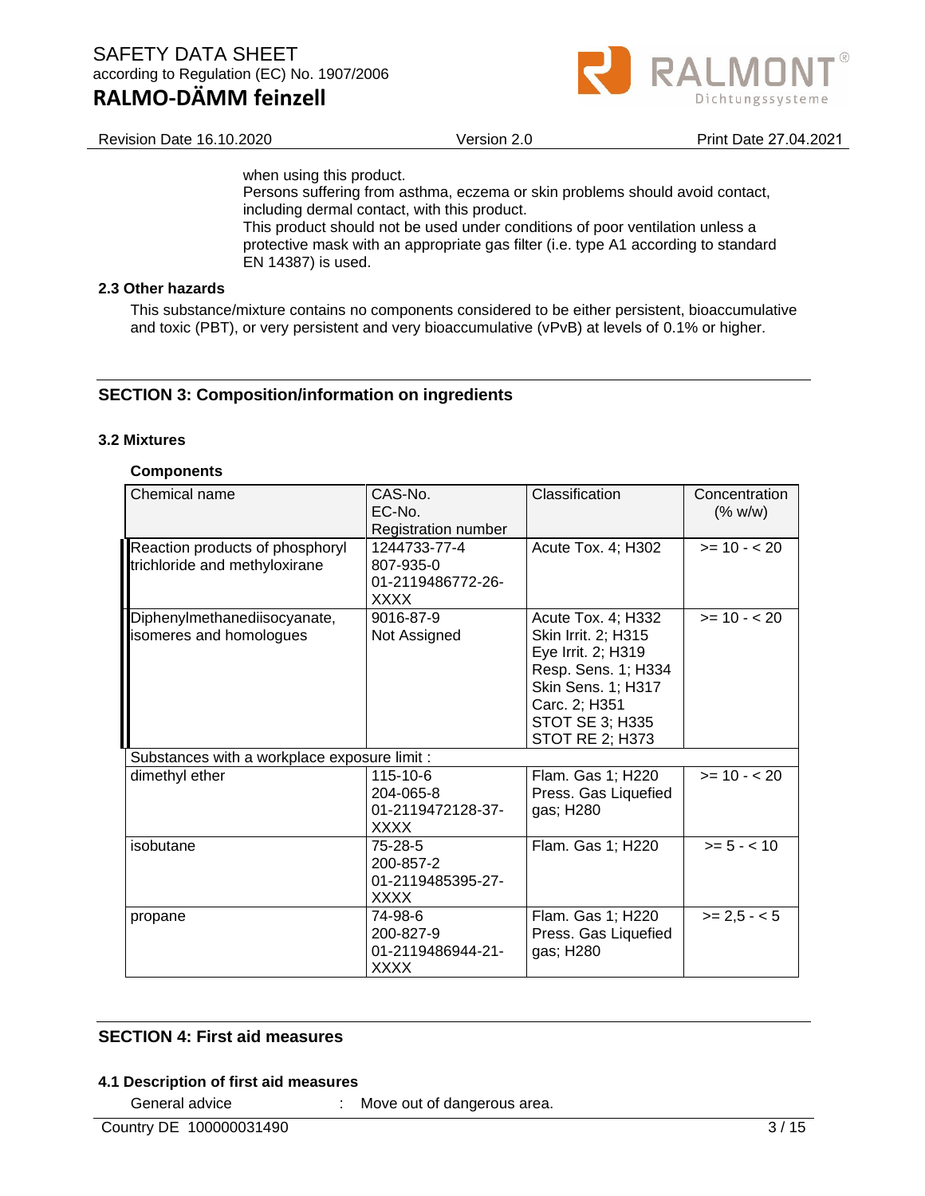when using this product.
Persons suffering from asthma, eczema or skin problems should avoid contact, including dermal contact, with this product.
This product should not be used under conditions of poor ventilation unless a protective mask with an appropriate gas filter (i.e. type A1 according to standard EN 14387) is used.

### 2.3 Other hazards

This substance/mixture contains no components considered to be either persistent, bioaccumulative and toxic (PBT), or very persistent and very bioaccumulative (vPvB) at levels of 0.1% or higher.

## SECTION 3: Composition/information on ingredients

### 3.2 Mixtures

**Components**

| Chemical name | CAS-No.<br>EC-No.<br>Registration number | Classification | Concentration (% w/w) |
|---|---|---|---|
| Reaction products of phosphoryl trichloride and methyloxirane | 1244733-77-4<br>807-935-0<br>01-2119486772-26-XXXX | Acute Tox. 4; H302 | >= 10 - < 20 |
| Diphenylmethanediisocyanate, isomeres and homologues | 9016-87-9<br>Not Assigned | Acute Tox. 4; H332<br>Skin Irrit. 2; H315<br>Eye Irrit. 2; H319<br>Resp. Sens. 1; H334<br>Skin Sens. 1; H317<br>Carc. 2; H351<br>STOT SE 3; H335<br>STOT RE 2; H373 | >= 10 - < 20 |
| Substances with a workplace exposure limit : | | | |
| dimethyl ether | 115-10-6<br>204-065-8<br>01-2119472128-37-XXXX | Flam. Gas 1; H220<br>Press. Gas Liquefied gas; H280 | >= 10 - < 20 |
| isobutane | 75-28-5<br>200-857-2<br>01-2119485395-27-XXXX | Flam. Gas 1; H220 | >= 5 - < 10 |
| propane | 74-98-6<br>200-827-9<br>01-2119486944-21-XXXX | Flam. Gas 1; H220<br>Press. Gas Liquefied gas; H280 | >= 2,5 - < 5 |

## SECTION 4: First aid measures

### 4.1 Description of first aid measures

General advice : Move out of dangerous area.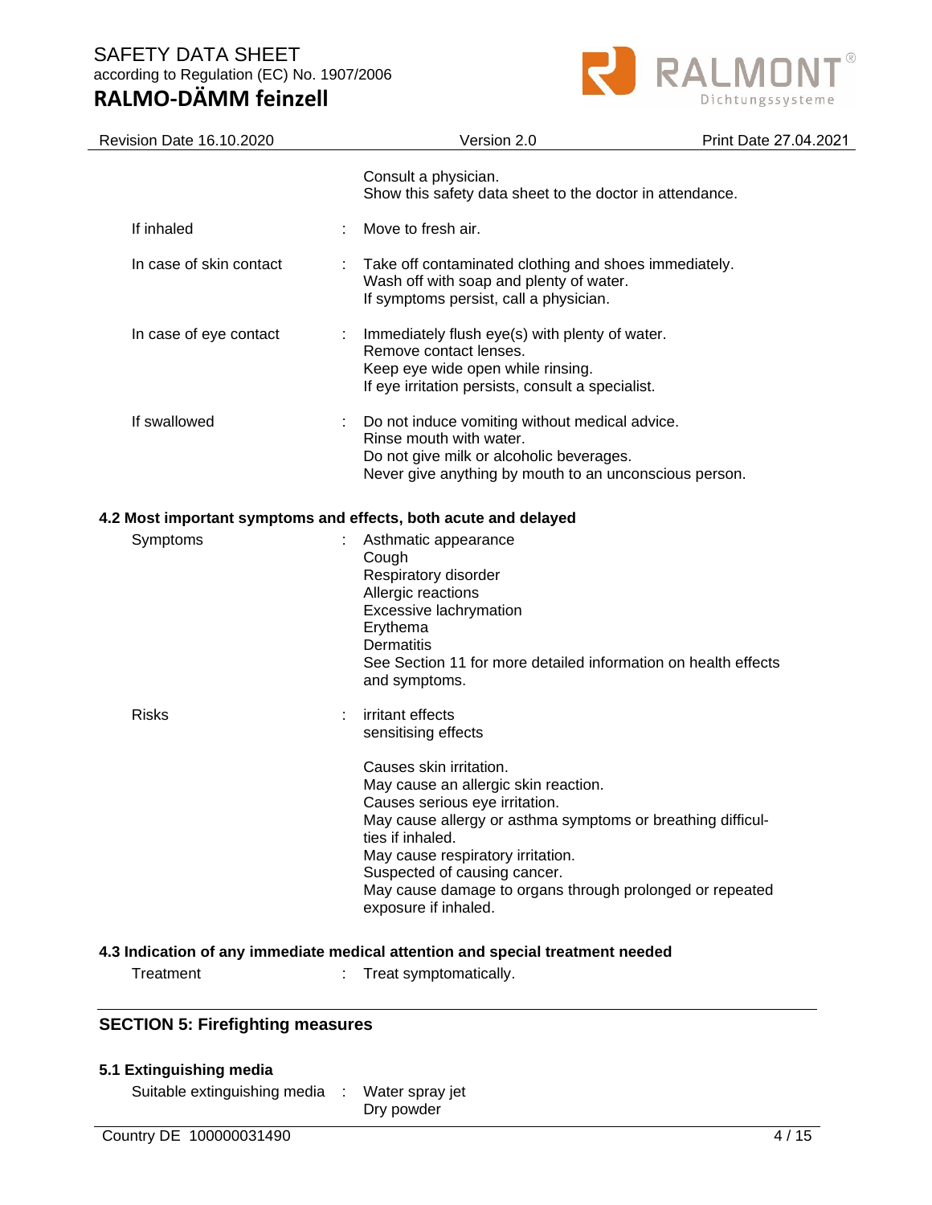Consult a physician.
Show this safety data sheet to the doctor in attendance.

| | | |
|---|---|---|
| If inhaled | : | Move to fresh air. |
| In case of skin contact | : | Take off contaminated clothing and shoes immediately.<br>Wash off with soap and plenty of water.<br>If symptoms persist, call a physician. |
| In case of eye contact | : | Immediately flush eye(s) with plenty of water.<br>Remove contact lenses.<br>Keep eye wide open while rinsing.<br>If eye irritation persists, consult a specialist. |
| If swallowed | : | Do not induce vomiting without medical advice.<br>Rinse mouth with water.<br>Do not give milk or alcoholic beverages.<br>Never give anything by mouth to an unconscious person. |

### 4.2 Most important symptoms and effects, both acute and delayed

| | | |
|---|---|---|
| Symptoms | : | Asthmatic appearance<br>Cough<br>Respiratory disorder<br>Allergic reactions<br>Excessive lachrymation<br>Erythema<br>Dermatitis<br>See Section 11 for more detailed information on health effects and symptoms. |
| Risks | : | irritant effects<br>sensitising effects<br><br>Causes skin irritation.<br>May cause an allergic skin reaction.<br>Causes serious eye irritation.<br>May cause allergy or asthma symptoms or breathing difficulties if inhaled.<br>May cause respiratory irritation.<br>Suspected of causing cancer.<br>May cause damage to organs through prolonged or repeated exposure if inhaled. |

### 4.3 Indication of any immediate medical attention and special treatment needed

| | | |
|---|---|---|
| Treatment | : | Treat symptomatically. |

## SECTION 5: Firefighting measures

### 5.1 Extinguishing media

| | | |
|---|---|---|
| Suitable extinguishing media | : | Water spray jet<br>Dry powder |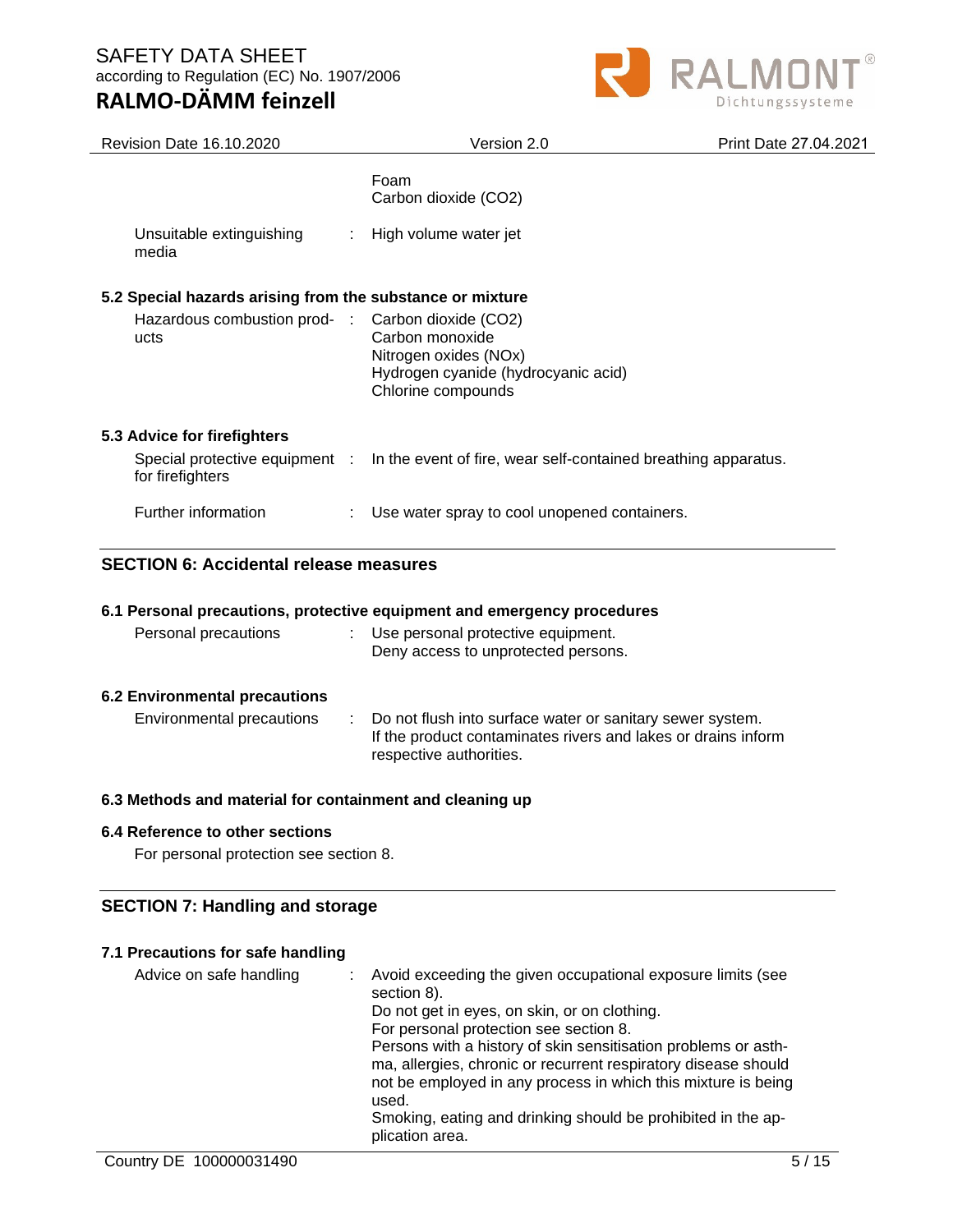| | | |
|---|---|---|
| | | Foam<br>Carbon dioxide ($CO_2$) |
| Unsuitable extinguishing media | : | High volume water jet |

### 5.2 Special hazards arising from the substance or mixture

| | | |
|---|---|---|
| Hazardous combustion products | : | Carbon dioxide ($CO_2$)<br>Carbon monoxide<br>Nitrogen oxides ($NO_x$)<br>Hydrogen cyanide (hydrocyanic acid)<br>Chlorine compounds |

### 5.3 Advice for firefighters

| | | |
|---|---|---|
| Special protective equipment for firefighters | : | In the event of fire, wear self-contained breathing apparatus. |
| Further information | : | Use water spray to cool unopened containers. |

## SECTION 6: Accidental release measures

### 6.1 Personal precautions, protective equipment and emergency procedures

| | | |
|---|---|---|
| Personal precautions | : | Use personal protective equipment.<br>Deny access to unprotected persons. |

### 6.2 Environmental precautions

| | | |
|---|---|---|
| Environmental precautions | : | Do not flush into surface water or sanitary sewer system.<br>If the product contaminates rivers and lakes or drains inform respective authorities. |

### 6.3 Methods and material for containment and cleaning up

### 6.4 Reference to other sections

For personal protection see section 8.

## SECTION 7: Handling and storage

### 7.1 Precautions for safe handling

| | | |
|---|---|---|
| Advice on safe handling | : | Avoid exceeding the given occupational exposure limits (see section 8).<br>Do not get in eyes, on skin, or on clothing.<br>For personal protection see section 8.<br>Persons with a history of skin sensitisation problems or asthma, allergies, chronic or recurrent respiratory disease should not be employed in any process in which this mixture is being used.<br>Smoking, eating and drinking should be prohibited in the application area. |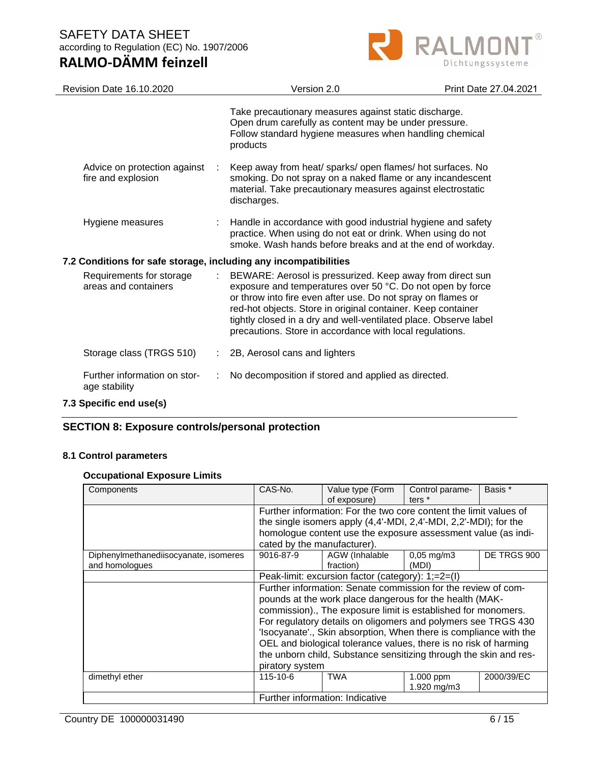Take precautionary measures against static discharge. Open drum carefully as content may be under pressure. Follow standard hygiene measures when handling chemical products

Advice on protection against fire and explosion : Keep away from heat/ sparks/ open flames/ hot surfaces. No smoking. Do not spray on a naked flame or any incandescent material. Take precautionary measures against electrostatic discharges.

Hygiene measures : Handle in accordance with good industrial hygiene and safety practice. When using do not eat or drink. When using do not smoke. Wash hands before breaks and at the end of workday.

### 7.2 Conditions for safe storage, including any incompatibilities

Requirements for storage areas and containers : BEWARE: Aerosol is pressurized. Keep away from direct sun exposure and temperatures over 50 °C. Do not open by force or throw into fire even after use. Do not spray on flames or red-hot objects. Store in original container. Keep container tightly closed in a dry and well-ventilated place. Observe label precautions. Store in accordance with local regulations.

Storage class (TRGS 510) : 2B, Aerosol cans and lighters

Further information on storage stability : No decomposition if stored and applied as directed.

### 7.3 Specific end use(s)

## SECTION 8: Exposure controls/personal protection

### 8.1 Control parameters

**Occupational Exposure Limits**

| Components | CAS-No. | Value type (Form of exposure) | Control parameters * | Basis * |
|---|---|---|---|---|
| | Further information: For the two core content the limit values of the single isomers apply (4,4'-MDI, 2,4'-MDI, 2,2'-MDI); for the homologue content use the exposure assessment value (as indicated by the manufacturer). | | | |
| Diphenylmethanediisocyanate, isomeres and homologues | 9016-87-9 | AGW (Inhalable fraction) | 0,05 mg/m3 (MDI) | DE TRGS 900 |
| | Peak-limit: excursion factor (category): 1;=2=(I) | | | |
| | Further information: Senate commission for the review of compounds at the work place dangerous for the health (MAK-commission)., The exposure limit is established for monomers. For regulatory details on oligomers and polymers see TRGS 430 'Isocyanate'., Skin absorption, When there is compliance with the OEL and biological tolerance values, there is no risk of harming the unborn child, Substance sensitizing through the skin and respiratory system | | | |
| dimethyl ether | 115-10-6 | TWA | 1.000 ppm 1.920 mg/m3 | 2000/39/EC |
| | Further information: Indicative | | | |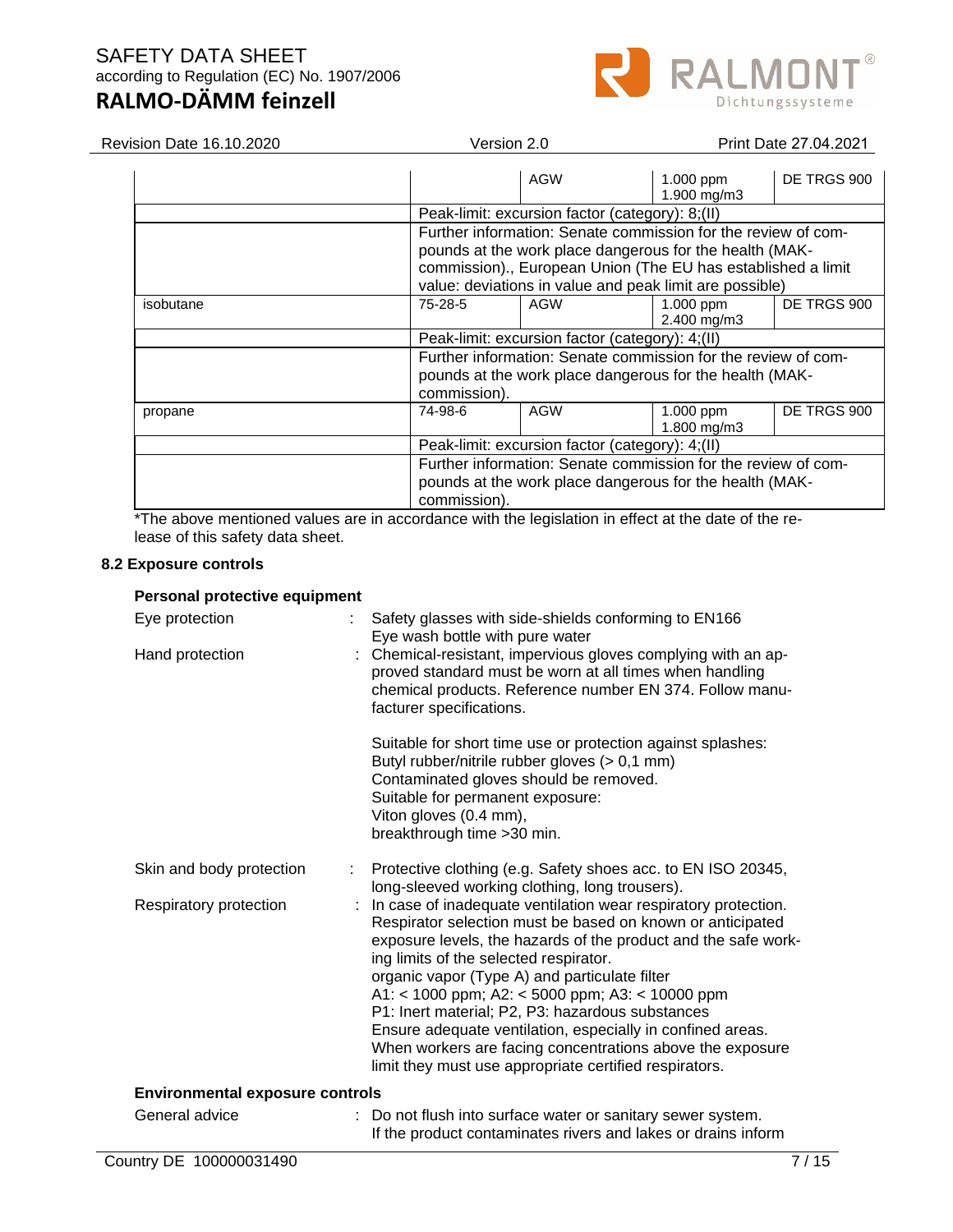| | | | | |
|---|---|---|---|---|
| | | AGW | 1.000 ppm<br>1.900 mg/m3 | DE TRGS 900 |
| | Peak-limit: excursion factor (category): 8;(II) | | | |
| | Further information: Senate commission for the review of compounds at the work place dangerous for the health (MAK-commission)., European Union (The EU has established a limit value: deviations in value and peak limit are possible) | | | |
| isobutane | 75-28-5 | AGW | 1.000 ppm<br>2.400 mg/m3 | DE TRGS 900 |
| | Peak-limit: excursion factor (category): 4;(II) | | | |
| | Further information: Senate commission for the review of compounds at the work place dangerous for the health (MAK-commission). | | | |
| propane | 74-98-6 | AGW | 1.000 ppm<br>1.800 mg/m3 | DE TRGS 900 |
| | Peak-limit: excursion factor (category): 4;(II) | | | |
| | Further information: Senate commission for the review of compounds at the work place dangerous for the health (MAK-commission). | | | |

*The above mentioned values are in accordance with the legislation in effect at the date of the release of this safety data sheet.

## 8.2 Exposure controls

### Personal protective equipment

Eye protection : Safety glasses with side-shields conforming to EN166
Eye wash bottle with pure water

Hand protection : Chemical-resistant, impervious gloves complying with an approved standard must be worn at all times when handling chemical products. Reference number EN 374. Follow manufacturer specifications.

Suitable for short time use or protection against splashes:
Butyl rubber/nitrile rubber gloves (> 0,1 mm)
Contaminated gloves should be removed.
Suitable for permanent exposure:
Viton gloves (0.4 mm),
breakthrough time >30 min.

Skin and body protection : Protective clothing (e.g. Safety shoes acc. to EN ISO 20345, long-sleeved working clothing, long trousers).

Respiratory protection : In case of inadequate ventilation wear respiratory protection.
Respirator selection must be based on known or anticipated exposure levels, the hazards of the product and the safe working limits of the selected respirator.
organic vapor (Type A) and particulate filter
A1: < 1000 ppm; A2: < 5000 ppm; A3: < 10000 ppm
P1: Inert material; P2, P3: hazardous substances
Ensure adequate ventilation, especially in confined areas.
When workers are facing concentrations above the exposure limit they must use appropriate certified respirators.

### Environmental exposure controls

General advice : Do not flush into surface water or sanitary sewer system.
If the product contaminates rivers and lakes or drains inform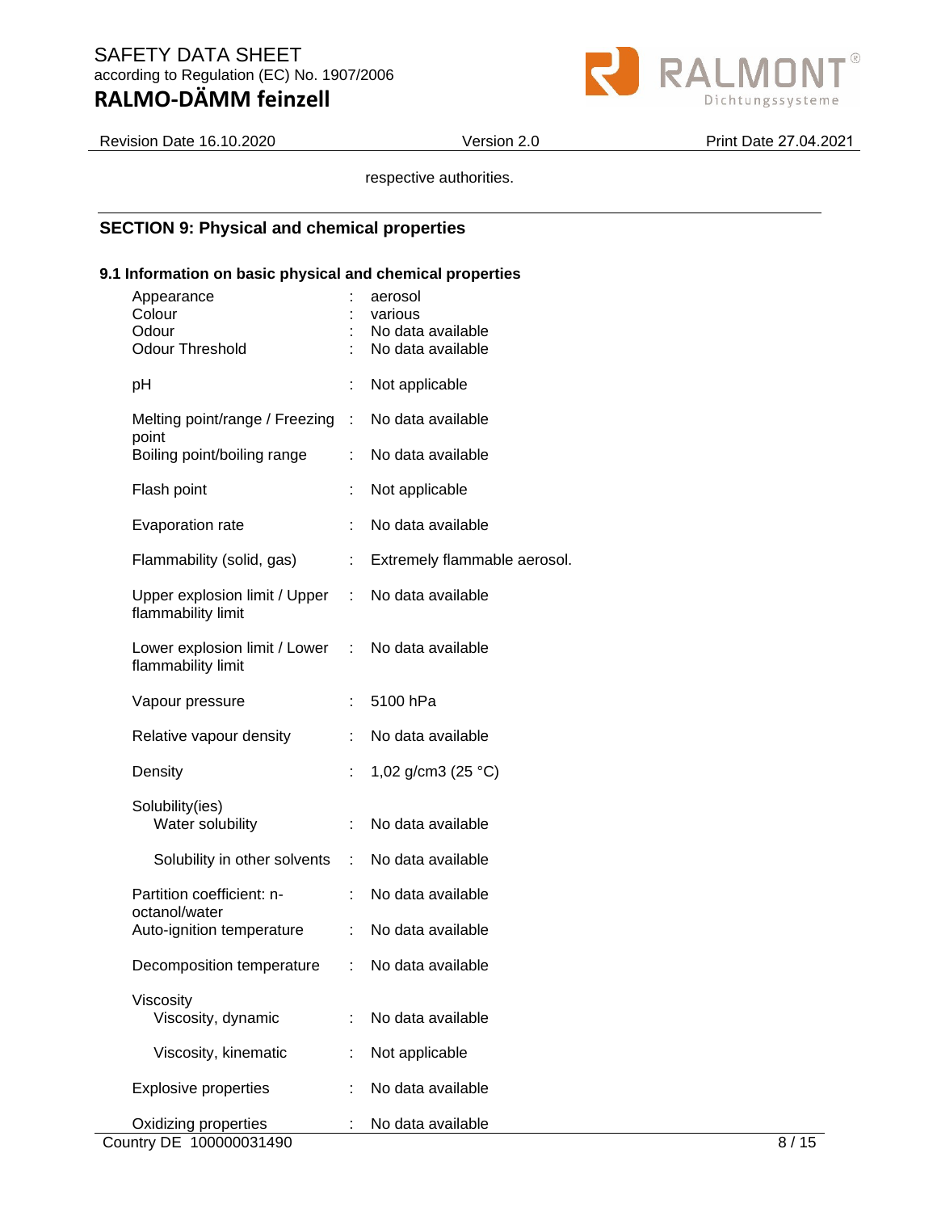respective authorities.

## SECTION 9: Physical and chemical properties

### 9.1 Information on basic physical and chemical properties

| Property | | Value |
|---|---|---|
| Appearance | : | aerosol |
| Colour | : | various |
| Odour | : | No data available |
| Odour Threshold | : | No data available |
| pH | : | Not applicable |
| Melting point/range / Freezing point | : | No data available |
| Boiling point/boiling range | : | No data available |
| Flash point | : | Not applicable |
| Evaporation rate | : | No data available |
| Flammability (solid, gas) | : | Extremely flammable aerosol. |
| Upper explosion limit / Upper flammability limit | : | No data available |
| Lower explosion limit / Lower flammability limit | : | No data available |
| Vapour pressure | : | 5100 hPa |
| Relative vapour density | : | No data available |
| Density | : | 1,02 g/cm3 (25 °C) |
| Solubility(ies) | | |
| Water solubility | : | No data available |
| Solubility in other solvents | : | No data available |
| Partition coefficient: n-octanol/water | : | No data available |
| Auto-ignition temperature | : | No data available |
| Decomposition temperature | : | No data available |
| Viscosity | | |
| Viscosity, dynamic | : | No data available |
| Viscosity, kinematic | : | Not applicable |
| Explosive properties | : | No data available |
| Oxidizing properties | : | No data available |

Country DE 100000031490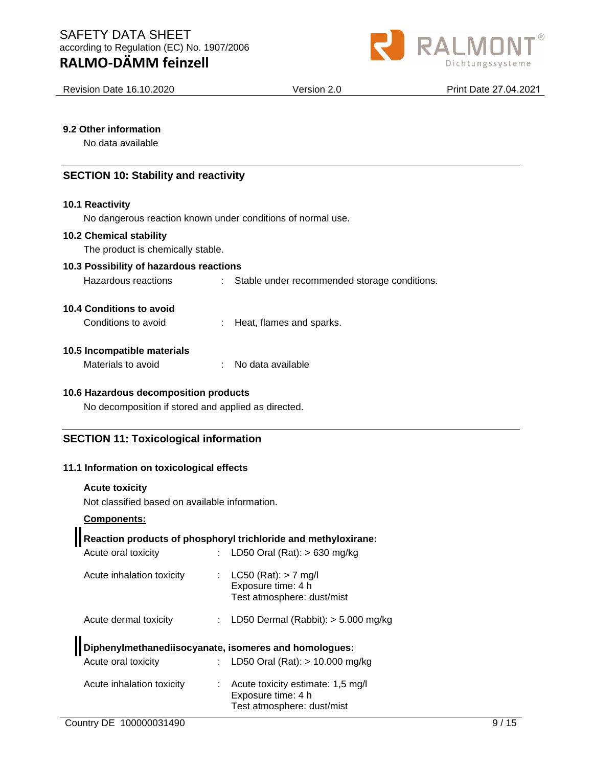### 9.2 Other information

No data available

## SECTION 10: Stability and reactivity

### 10.1 Reactivity

No dangerous reaction known under conditions of normal use.

### 10.2 Chemical stability

The product is chemically stable.

### 10.3 Possibility of hazardous reactions

Hazardous reactions : Stable under recommended storage conditions.

### 10.4 Conditions to avoid

Conditions to avoid : Heat, flames and sparks.

### 10.5 Incompatible materials

Materials to avoid : No data available

### 10.6 Hazardous decomposition products

No decomposition if stored and applied as directed.

## SECTION 11: Toxicological information

### 11.1 Information on toxicological effects

**Acute toxicity**

Not classified based on available information.

**Components:**

**Reaction products of phosphoryl trichloride and methyloxirane:**

Acute oral toxicity : LD50 Oral (Rat): > 630 mg/kg

Acute inhalation toxicity : LC50 (Rat): > 7 mg/l
Exposure time: 4 h
Test atmosphere: dust/mist

Acute dermal toxicity : LD50 Dermal (Rabbit): > 5.000 mg/kg

**Diphenylmethanediisocyanate, isomeres and homologues:**

Acute oral toxicity : LD50 Oral (Rat): > 10.000 mg/kg

Acute inhalation toxicity : Acute toxicity estimate: 1,5 mg/l
Exposure time: 4 h
Test atmosphere: dust/mist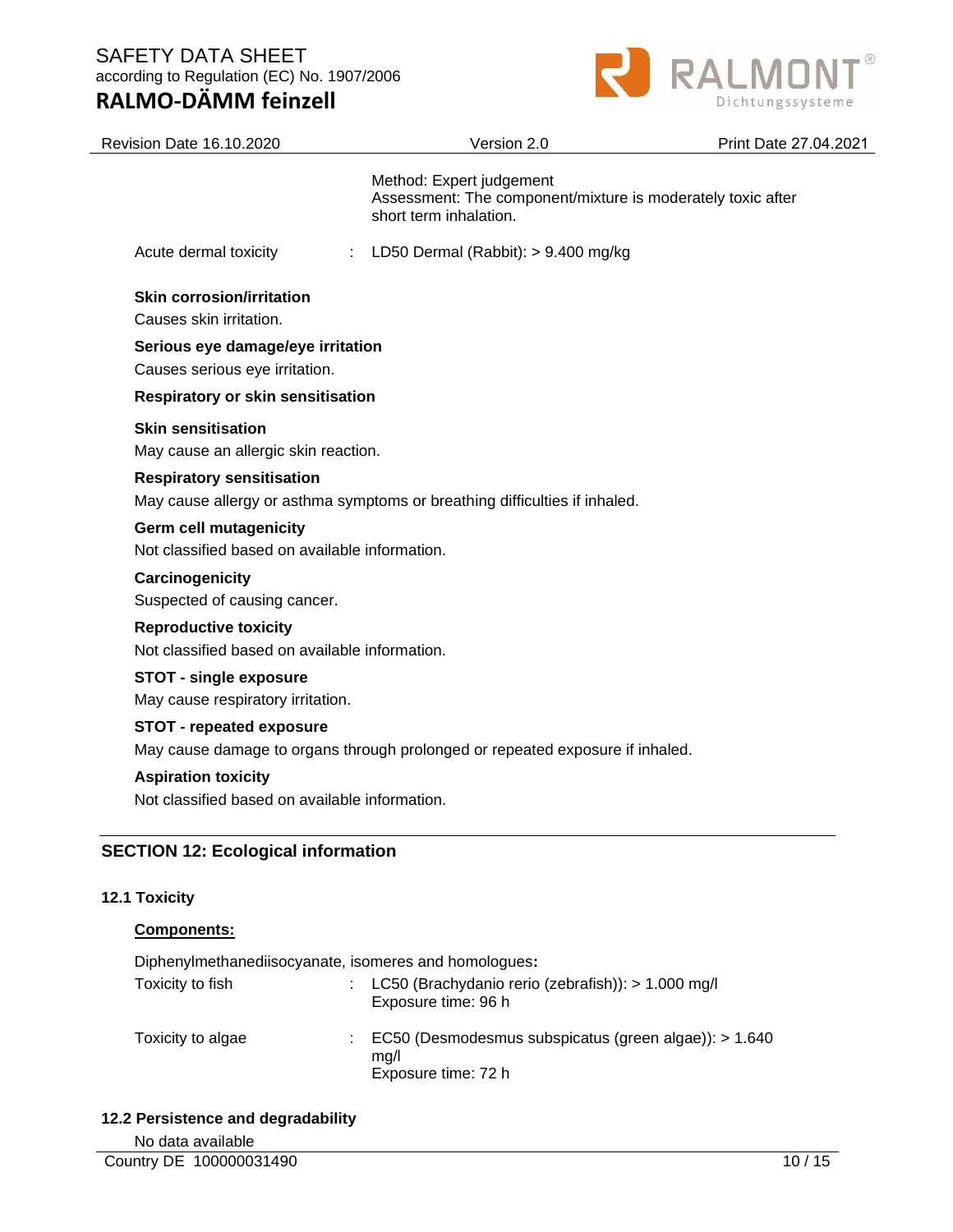Method: Expert judgement
Assessment: The component/mixture is moderately toxic after short term inhalation.

Acute dermal toxicity : LD50 Dermal (Rabbit): > 9.400 mg/kg

**Skin corrosion/irritation**

Causes skin irritation.

**Serious eye damage/eye irritation**

Causes serious eye irritation.

**Respiratory or skin sensitisation**

**Skin sensitisation**

May cause an allergic skin reaction.

**Respiratory sensitisation**

May cause allergy or asthma symptoms or breathing difficulties if inhaled.

**Germ cell mutagenicity**

Not classified based on available information.

**Carcinogenicity**

Suspected of causing cancer.

**Reproductive toxicity**

Not classified based on available information.

**STOT - single exposure**

May cause respiratory irritation.

**STOT - repeated exposure**

May cause damage to organs through prolonged or repeated exposure if inhaled.

**Aspiration toxicity**

Not classified based on available information.

## SECTION 12: Ecological information

### 12.1 Toxicity

**Components:**

Diphenylmethanediisocyanate, isomeres and homologues**:**

Toxicity to fish : LC50 (Brachydanio rerio (zebrafish)): > 1.000 mg/l
Exposure time: 96 h

Toxicity to algae : EC50 (Desmodesmus subspicatus (green algae)): > 1.640 mg/l
Exposure time: 72 h

### 12.2 Persistence and degradability

No data available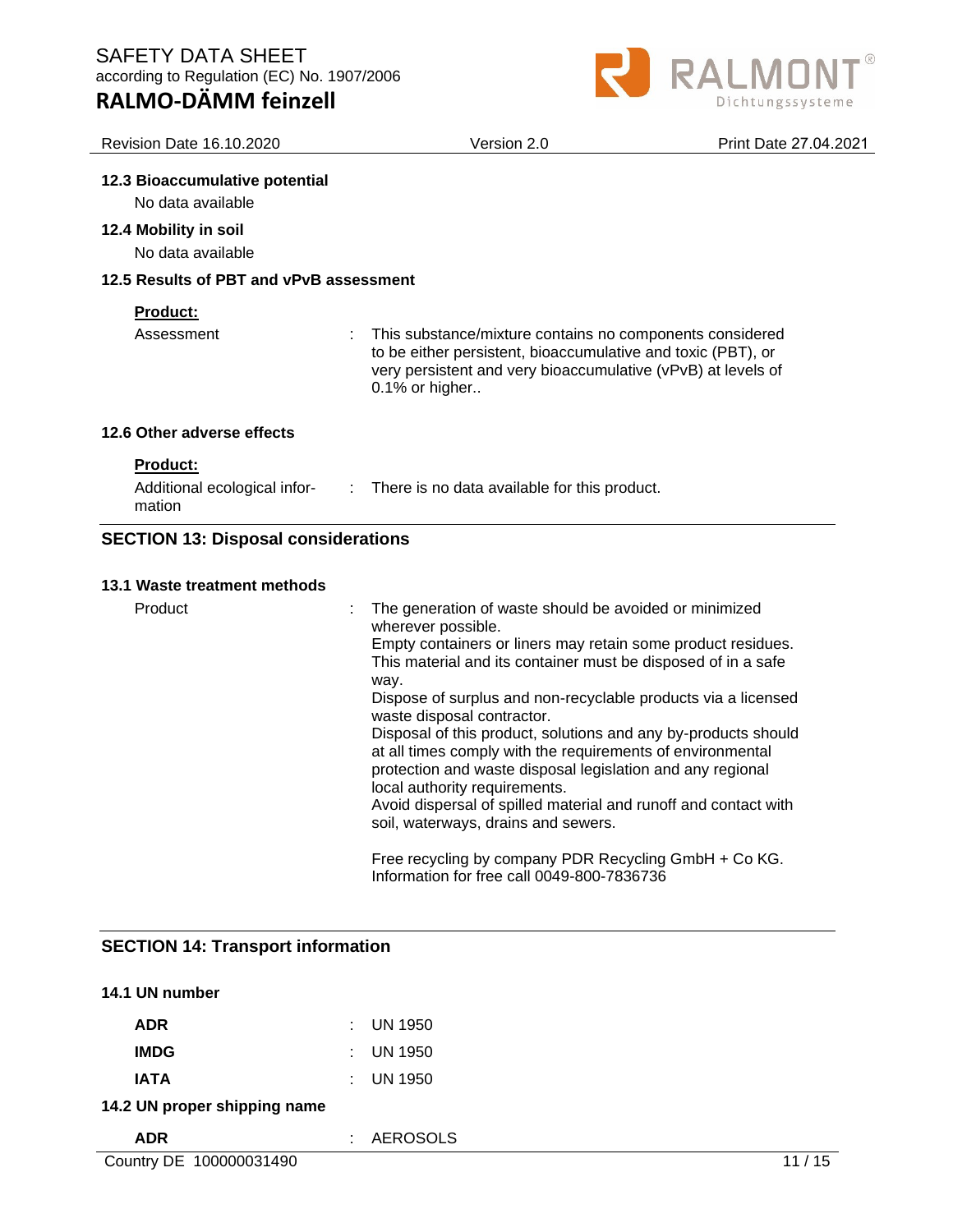### 12.3 Bioaccumulative potential

No data available

### 12.4 Mobility in soil

No data available

### 12.5 Results of PBT and vPvB assessment

**Product:**

| | |
|---|---|
| Assessment | : This substance/mixture contains no components considered to be either persistent, bioaccumulative and toxic (PBT), or very persistent and very bioaccumulative (vPvB) at levels of 0.1% or higher.. |

### 12.6 Other adverse effects

**Product:**

| | |
|---|---|
| Additional ecological information | : There is no data available for this product. |

## SECTION 13: Disposal considerations

### 13.1 Waste treatment methods

Product : The generation of waste should be avoided or minimized wherever possible.
Empty containers or liners may retain some product residues.
This material and its container must be disposed of in a safe way.
Dispose of surplus and non-recyclable products via a licensed waste disposal contractor.
Disposal of this product, solutions and any by-products should at all times comply with the requirements of environmental protection and waste disposal legislation and any regional local authority requirements.
Avoid dispersal of spilled material and runoff and contact with soil, waterways, drains and sewers.

Free recycling by company PDR Recycling GmbH + Co KG.
Information for free call 0049-800-7836736

## SECTION 14: Transport information

### 14.1 UN number

| | |
|---|---|
| **ADR** | : UN 1950 |
| **IMDG** | : UN 1950 |
| **IATA** | : UN 1950 |

### 14.2 UN proper shipping name

| | |
|---|---|
| **ADR** | : AEROSOLS |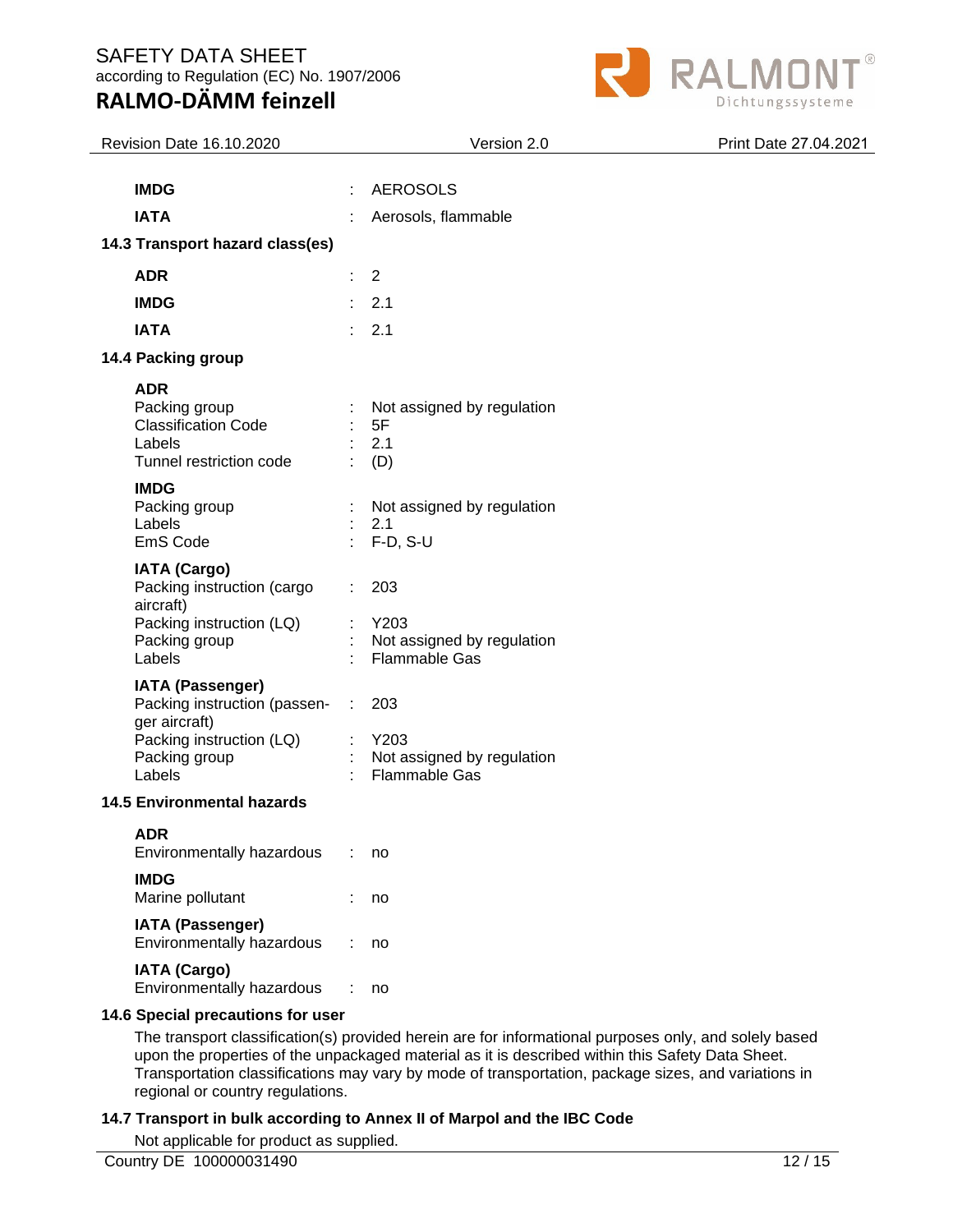| | | |
|---|---|---|
| **IMDG** | : | AEROSOLS |
| **IATA** | : | Aerosols, flammable |

**14.3 Transport hazard class(es)**

| | | |
|---|---|---|
| **ADR** | : | 2 |
| **IMDG** | : | 2.1 |
| **IATA** | : | 2.1 |

**14.4 Packing group**

**ADR**

| | | |
|---|---|---|
| Packing group | : | Not assigned by regulation |
| Classification Code | : | 5F |
| Labels | : | 2.1 |
| Tunnel restriction code | : | (D) |

**IMDG**

| | | |
|---|---|---|
| Packing group | : | Not assigned by regulation |
| Labels | : | 2.1 |
| EmS Code | : | F-D, S-U |

**IATA (Cargo)**

| | | |
|---|---|---|
| Packing instruction (cargo aircraft) | : | 203 |
| Packing instruction (LQ) | : | Y203 |
| Packing group | : | Not assigned by regulation |
| Labels | : | Flammable Gas |

**IATA (Passenger)**

| | | |
|---|---|---|
| Packing instruction (passenger aircraft) | : | 203 |
| Packing instruction (LQ) | : | Y203 |
| Packing group | : | Not assigned by regulation |
| Labels | : | Flammable Gas |

**14.5 Environmental hazards**

**ADR**

| | | |
|---|---|---|
| Environmentally hazardous | : | no |

**IMDG**

| | | |
|---|---|---|
| Marine pollutant | : | no |

**IATA (Passenger)**

| | | |
|---|---|---|
| Environmentally hazardous | : | no |

**IATA (Cargo)**

| | | |
|---|---|---|
| Environmentally hazardous | : | no |

**14.6 Special precautions for user**

The transport classification(s) provided herein are for informational purposes only, and solely based upon the properties of the unpackaged material as it is described within this Safety Data Sheet. Transportation classifications may vary by mode of transportation, package sizes, and variations in regional or country regulations.

**14.7 Transport in bulk according to Annex II of Marpol and the IBC Code**

Not applicable for product as supplied.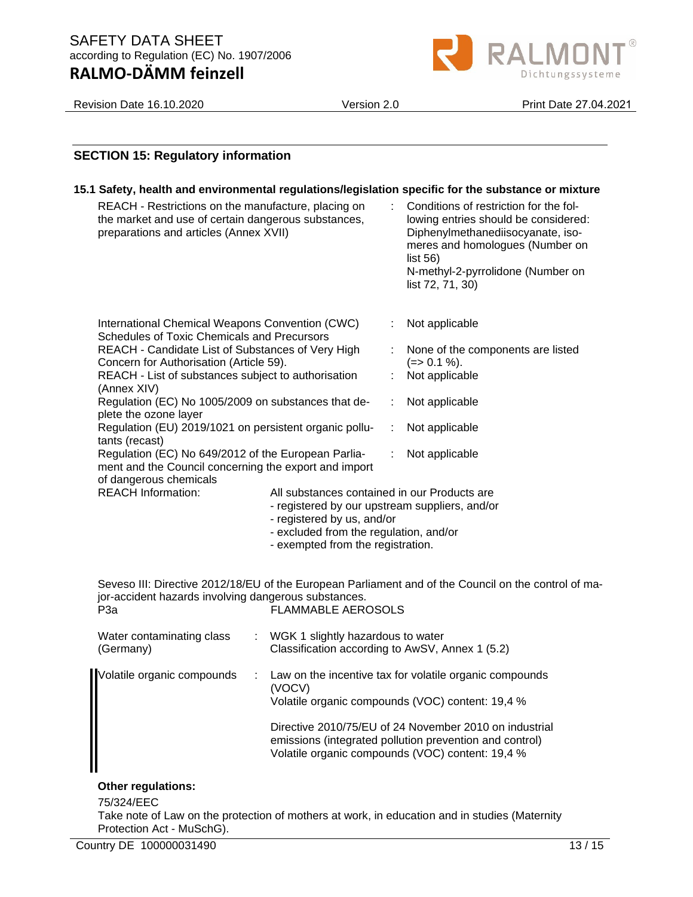## SECTION 15: Regulatory information

### 15.1 Safety, health and environmental regulations/legislation specific for the substance or mixture

| | |
|---|---|
| REACH - Restrictions on the manufacture, placing on the market and use of certain dangerous substances, preparations and articles (Annex XVII) | : Conditions of restriction for the following entries should be considered: Diphenylmethanediisocyanate, isomeres and homologues (Number on list 56) N-methyl-2-pyrrolidone (Number on list 72, 71, 30) |
| International Chemical Weapons Convention (CWC) Schedules of Toxic Chemicals and Precursors | : Not applicable |
| REACH - Candidate List of Substances of Very High Concern for Authorisation (Article 59). | : None of the components are listed (=> 0.1 %). |
| REACH - List of substances subject to authorisation (Annex XIV) | : Not applicable |
| Regulation (EC) No 1005/2009 on substances that deplete the ozone layer | : Not applicable |
| Regulation (EU) 2019/1021 on persistent organic pollutants (recast) | : Not applicable |
| Regulation (EC) No 649/2012 of the European Parliament and the Council concerning the export and import of dangerous chemicals | : Not applicable |

REACH Information: All substances contained in our Products are
- registered by our upstream suppliers, and/or
- registered by us, and/or
- excluded from the regulation, and/or
- exempted from the registration.

Seveso III: Directive 2012/18/EU of the European Parliament and of the Council on the control of major-accident hazards involving dangerous substances.

P3a FLAMMABLE AEROSOLS

| | |
|---|---|
| Water contaminating class (Germany) | : WGK 1 slightly hazardous to water<br>Classification according to AwSV, Annex 1 (5.2) |
| Volatile organic compounds | : Law on the incentive tax for volatile organic compounds (VOCV)<br>Volatile organic compounds (VOC) content: 19,4 %<br><br>Directive 2010/75/EU of 24 November 2010 on industrial emissions (integrated pollution prevention and control)<br>Volatile organic compounds (VOC) content: 19,4 % |

**Other regulations:**

75/324/EEC

Take note of Law on the protection of mothers at work, in education and in studies (Maternity Protection Act - MuSchG).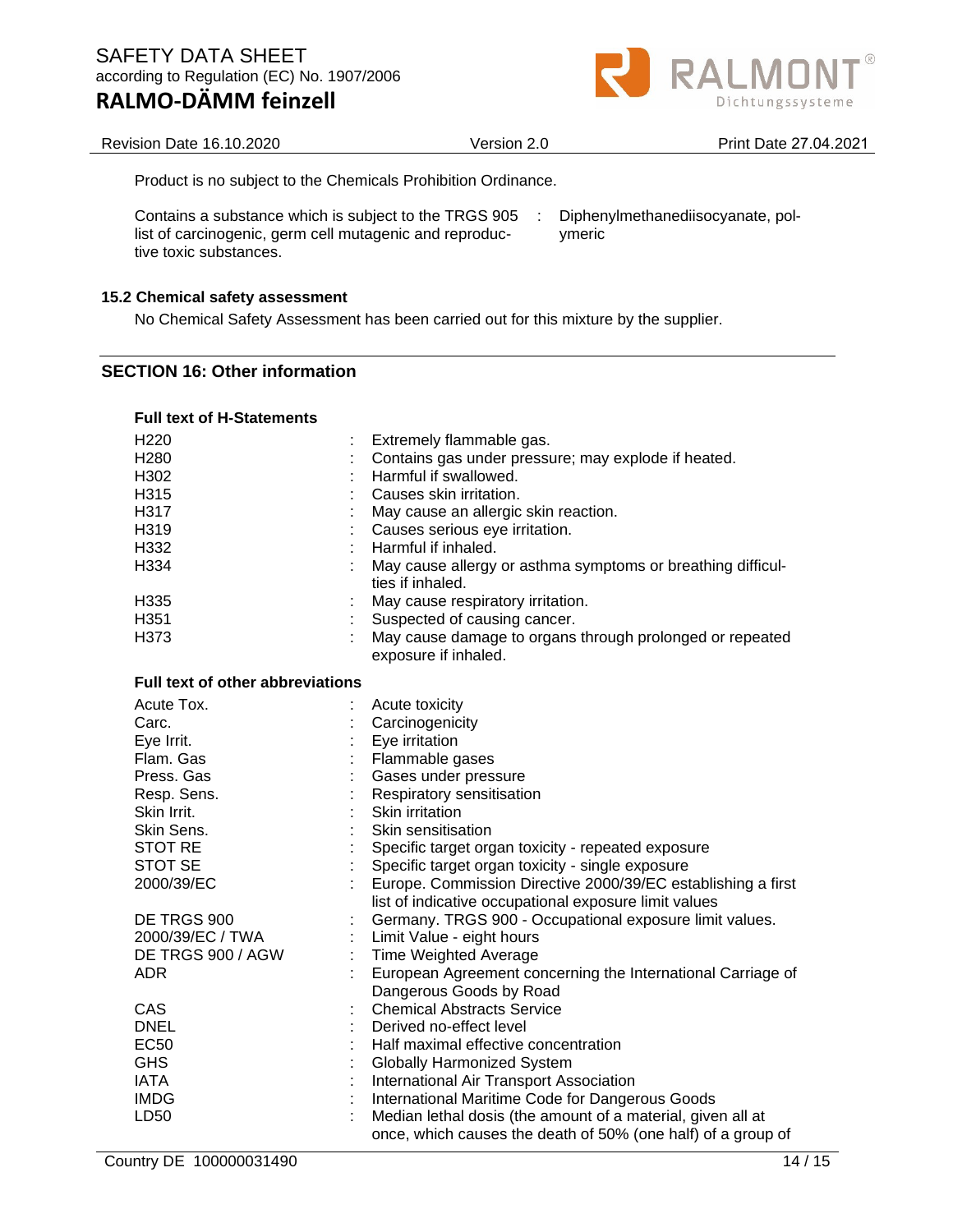Product is no subject to the Chemicals Prohibition Ordinance.

| | | |
|---|---|---|
| Contains a substance which is subject to the TRGS 905 list of carcinogenic, germ cell mutagenic and reproductive toxic substances. | : | Diphenylmethanediisocyanate, polymeric |

### 15.2 Chemical safety assessment

No Chemical Safety Assessment has been carried out for this mixture by the supplier.

## SECTION 16: Other information

**Full text of H-Statements**

| | | |
|---|---|---|
| H220 | : | Extremely flammable gas. |
| H280 | : | Contains gas under pressure; may explode if heated. |
| H302 | : | Harmful if swallowed. |
| H315 | : | Causes skin irritation. |
| H317 | : | May cause an allergic skin reaction. |
| H319 | : | Causes serious eye irritation. |
| H332 | : | Harmful if inhaled. |
| H334 | : | May cause allergy or asthma symptoms or breathing difficulties if inhaled. |
| H335 | : | May cause respiratory irritation. |
| H351 | : | Suspected of causing cancer. |
| H373 | : | May cause damage to organs through prolonged or repeated exposure if inhaled. |

**Full text of other abbreviations**

| | | |
|---|---|---|
| Acute Tox. | : | Acute toxicity |
| Carc. | : | Carcinogenicity |
| Eye Irrit. | : | Eye irritation |
| Flam. Gas | : | Flammable gases |
| Press. Gas | : | Gases under pressure |
| Resp. Sens. | : | Respiratory sensitisation |
| Skin Irrit. | : | Skin irritation |
| Skin Sens. | : | Skin sensitisation |
| STOT RE | : | Specific target organ toxicity - repeated exposure |
| STOT SE | : | Specific target organ toxicity - single exposure |
| 2000/39/EC | : | Europe. Commission Directive 2000/39/EC establishing a first list of indicative occupational exposure limit values |
| DE TRGS 900 | : | Germany. TRGS 900 - Occupational exposure limit values. |
| 2000/39/EC / TWA | : | Limit Value - eight hours |
| DE TRGS 900 / AGW | : | Time Weighted Average |
| ADR | : | European Agreement concerning the International Carriage of Dangerous Goods by Road |
| CAS | : | Chemical Abstracts Service |
| DNEL | : | Derived no-effect level |
| EC50 | : | Half maximal effective concentration |
| GHS | : | Globally Harmonized System |
| IATA | : | International Air Transport Association |
| IMDG | : | International Maritime Code for Dangerous Goods |
| LD50 | : | Median lethal dosis (the amount of a material, given all at once, which causes the death of 50% (one half) of a group of |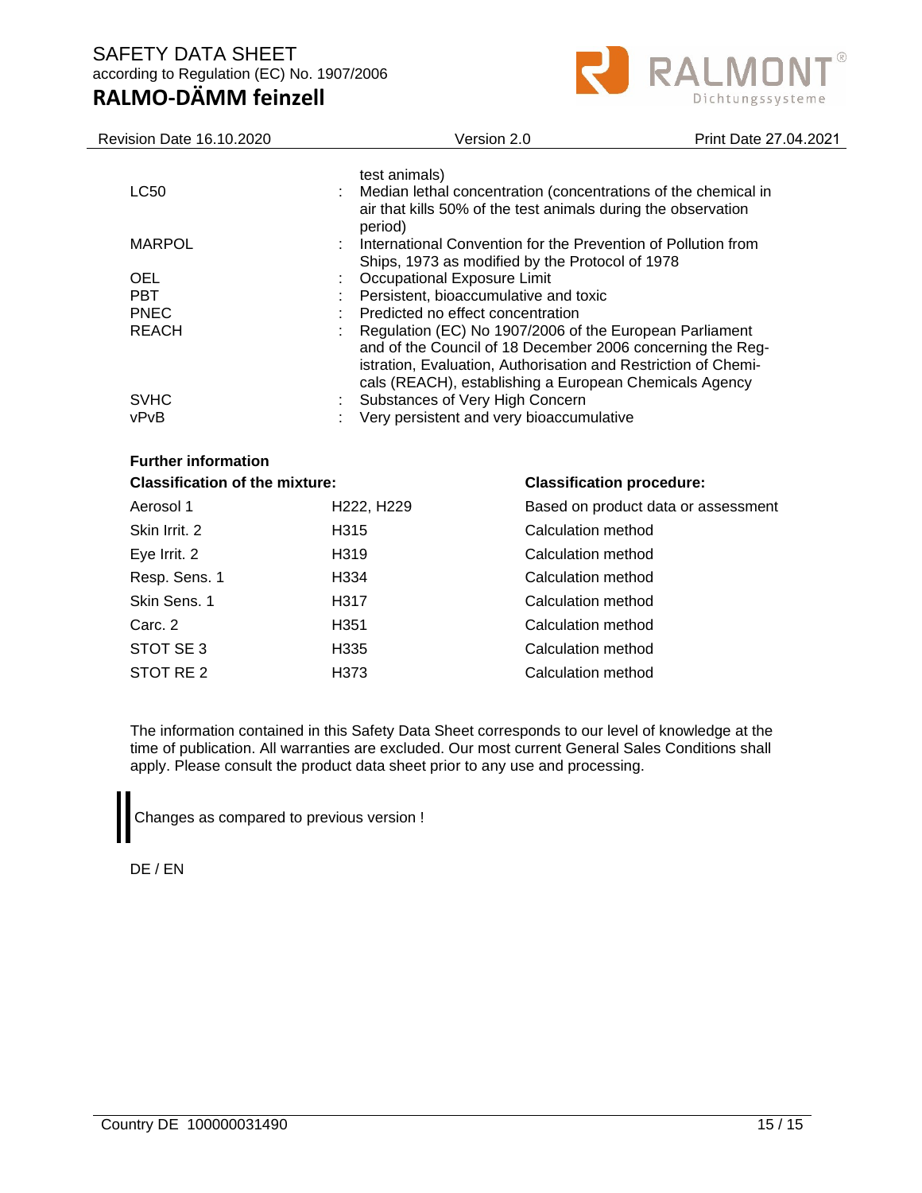test animals)

| | | |
|---|---|---|
| LC50 | : | Median lethal concentration (concentrations of the chemical in air that kills 50% of the test animals during the observation period) |
| MARPOL | : | International Convention for the Prevention of Pollution from Ships, 1973 as modified by the Protocol of 1978 |
| OEL | : | Occupational Exposure Limit |
| PBT | : | Persistent, bioaccumulative and toxic |
| PNEC | : | Predicted no effect concentration |
| REACH | : | Regulation (EC) No 1907/2006 of the European Parliament and of the Council of 18 December 2006 concerning the Registration, Evaluation, Authorisation and Restriction of Chemicals (REACH), establishing a European Chemicals Agency |
| SVHC | : | Substances of Very High Concern |
| vPvB | : | Very persistent and very bioaccumulative |

**Further information**

| **Classification of the mixture:** | | **Classification procedure:** |
|---|---|---|
| Aerosol 1 | H222, H229 | Based on product data or assessment |
| Skin Irrit. 2 | H315 | Calculation method |
| Eye Irrit. 2 | H319 | Calculation method |
| Resp. Sens. 1 | H334 | Calculation method |
| Skin Sens. 1 | H317 | Calculation method |
| Carc. 2 | H351 | Calculation method |
| STOT SE 3 | H335 | Calculation method |
| STOT RE 2 | H373 | Calculation method |

The information contained in this Safety Data Sheet corresponds to our level of knowledge at the time of publication. All warranties are excluded. Our most current General Sales Conditions shall apply. Please consult the product data sheet prior to any use and processing.

Changes as compared to previous version !

DE / EN